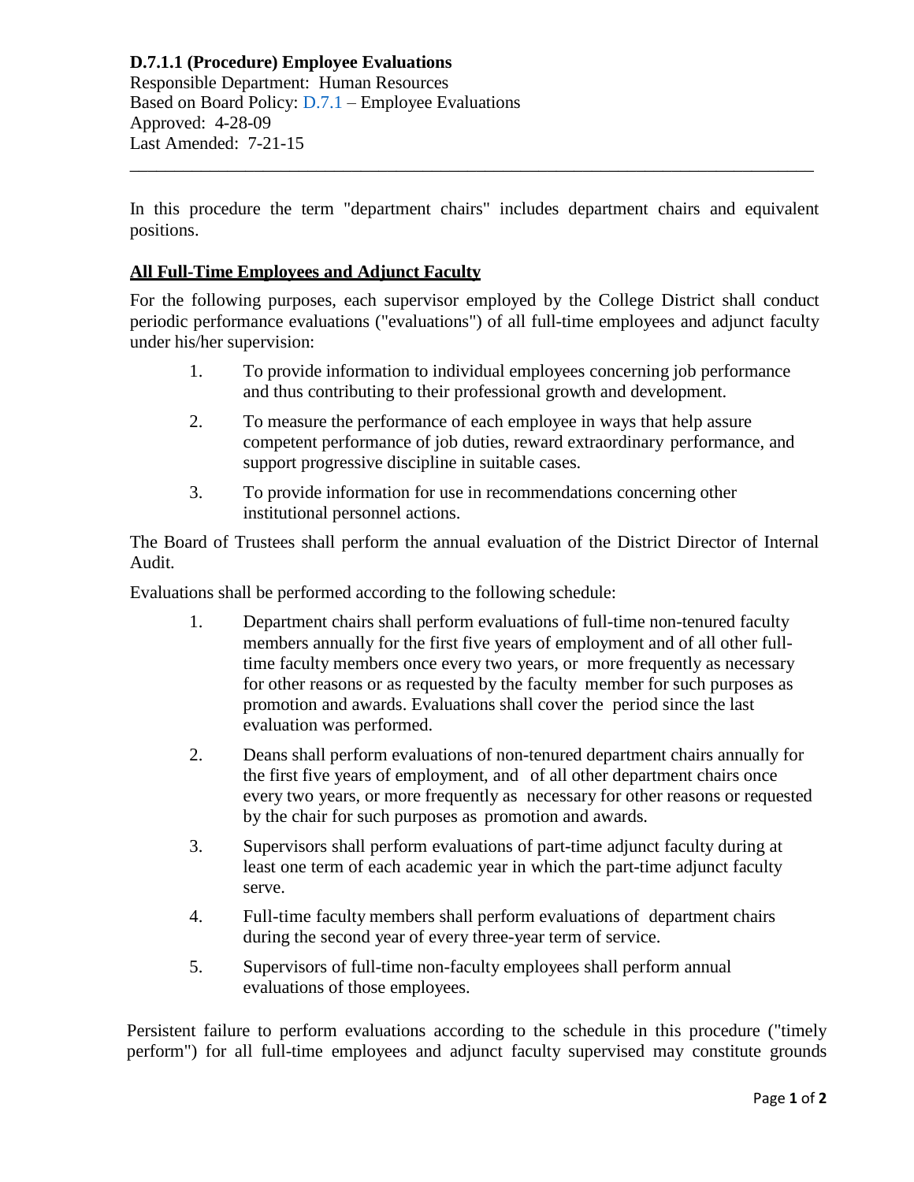**D.7.1.1 (Procedure) Employee Evaluations**
Responsible Department: Human Resources
Based on Board Policy: D.7.1 – Employee Evaluations
Approved: 4-28-09
Last Amended: 7-21-15

---

In this procedure the term "department chairs" includes department chairs and equivalent positions.

## All Full-Time Employees and Adjunct Faculty

For the following purposes, each supervisor employed by the College District shall conduct periodic performance evaluations ("evaluations") of all full-time employees and adjunct faculty under his/her supervision:

1. To provide information to individual employees concerning job performance and thus contributing to their professional growth and development.
2. To measure the performance of each employee in ways that help assure competent performance of job duties, reward extraordinary performance, and support progressive discipline in suitable cases.
3. To provide information for use in recommendations concerning other institutional personnel actions.

The Board of Trustees shall perform the annual evaluation of the District Director of Internal Audit.

Evaluations shall be performed according to the following schedule:

1. Department chairs shall perform evaluations of full-time non-tenured faculty members annually for the first five years of employment and of all other full-time faculty members once every two years, or more frequently as necessary for other reasons or as requested by the faculty member for such purposes as promotion and awards. Evaluations shall cover the period since the last evaluation was performed.
2. Deans shall perform evaluations of non-tenured department chairs annually for the first five years of employment, and of all other department chairs once every two years, or more frequently as necessary for other reasons or requested by the chair for such purposes as promotion and awards.
3. Supervisors shall perform evaluations of part-time adjunct faculty during at least one term of each academic year in which the part-time adjunct faculty serve.
4. Full-time faculty members shall perform evaluations of department chairs during the second year of every three-year term of service.
5. Supervisors of full-time non-faculty employees shall perform annual evaluations of those employees.

Persistent failure to perform evaluations according to the schedule in this procedure ("timely perform") for all full-time employees and adjunct faculty supervised may constitute grounds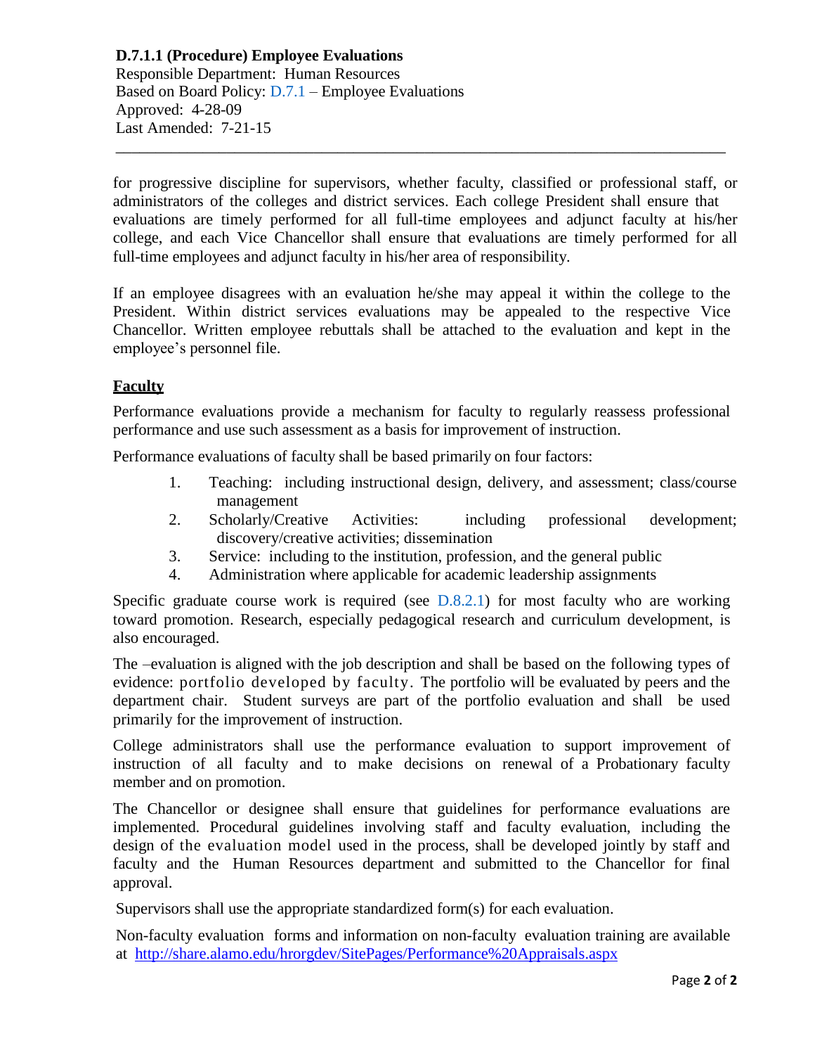for progressive discipline for supervisors, whether faculty, classified or professional staff, or administrators of the colleges and district services. Each college President shall ensure that evaluations are timely performed for all full-time employees and adjunct faculty at his/her college, and each Vice Chancellor shall ensure that evaluations are timely performed for all full-time employees and adjunct faculty in his/her area of responsibility.

If an employee disagrees with an evaluation he/she may appeal it within the college to the President. Within district services evaluations may be appealed to the respective Vice Chancellor. Written employee rebuttals shall be attached to the evaluation and kept in the employee's personnel file.

## Faculty

Performance evaluations provide a mechanism for faculty to regularly reassess professional performance and use such assessment as a basis for improvement of instruction.

Performance evaluations of faculty shall be based primarily on four factors:

1. Teaching: including instructional design, delivery, and assessment; class/course management
2. Scholarly/Creative Activities: including professional development; discovery/creative activities; dissemination
3. Service: including to the institution, profession, and the general public
4. Administration where applicable for academic leadership assignments

Specific graduate course work is required (see D.8.2.1) for most faculty who are working toward promotion. Research, especially pedagogical research and curriculum development, is also encouraged.

The –evaluation is aligned with the job description and shall be based on the following types of evidence: portfolio developed by faculty. The portfolio will be evaluated by peers and the department chair. Student surveys are part of the portfolio evaluation and shall be used primarily for the improvement of instruction.

College administrators shall use the performance evaluation to support improvement of instruction of all faculty and to make decisions on renewal of a Probationary faculty member and on promotion.

The Chancellor or designee shall ensure that guidelines for performance evaluations are implemented. Procedural guidelines involving staff and faculty evaluation, including the design of the evaluation model used in the process, shall be developed jointly by staff and faculty and the Human Resources department and submitted to the Chancellor for final approval.

Supervisors shall use the appropriate standardized form(s) for each evaluation.

Non-faculty evaluation forms and information on non-faculty evaluation training are available at http://share.alamo.edu/hrorgdev/SitePages/Performance%20Appraisals.aspx